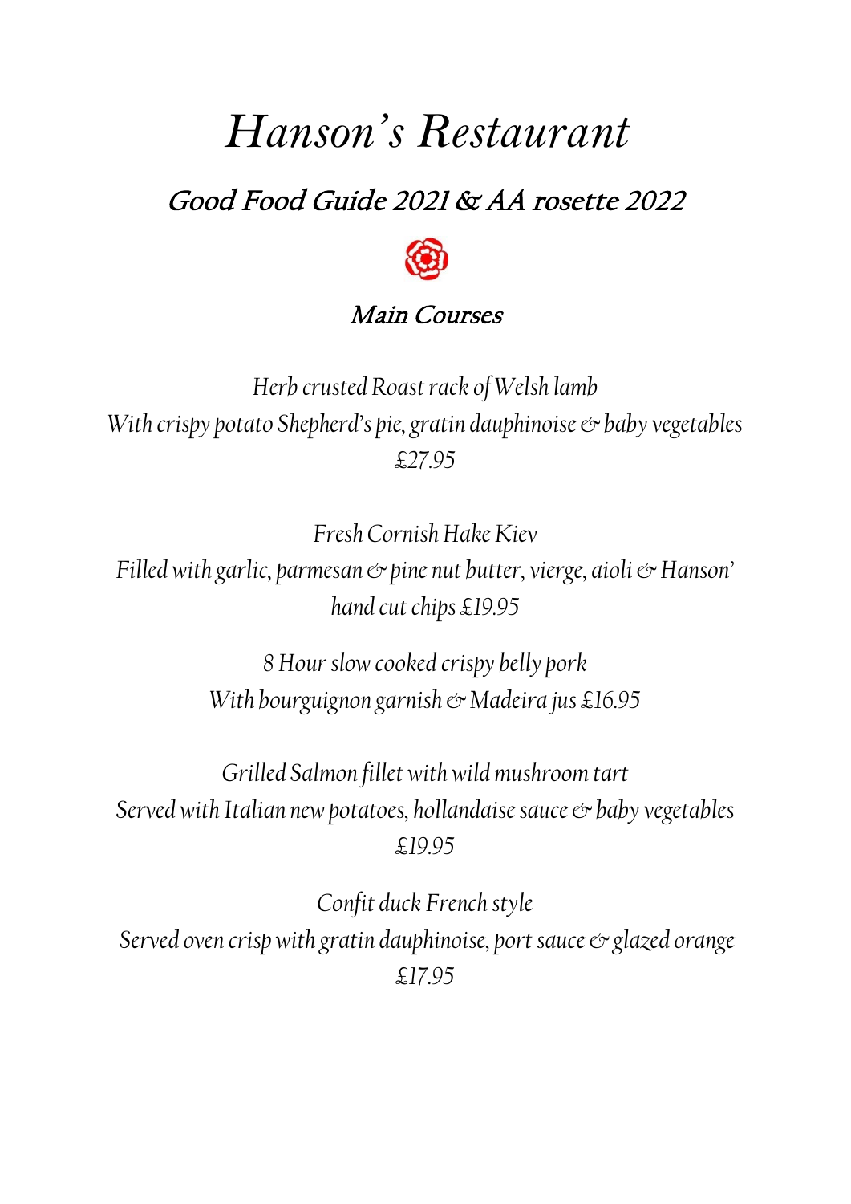# *Hanson's Restaurant*

## Good Food Guide 2021 & AA rosette 2022

### Main Courses

*Herb crusted Roast rack of Welsh lamb*
*With crispy potato Shepherd's pie, gratin dauphinoise & baby vegetables*
*£27.95*

*Fresh Cornish Hake Kiev*
*Filled with garlic, parmesan & pine nut butter, vierge, aioli & Hanson' hand cut chips £19.95*

*8 Hour slow cooked crispy belly pork*
*With bourguignon garnish & Madeira jus £16.95*

*Grilled Salmon fillet with wild mushroom tart*
*Served with Italian new potatoes, hollandaise sauce & baby vegetables*
*£19.95*

*Confit duck French style*
*Served oven crisp with gratin dauphinoise, port sauce & glazed orange*
*£17.95*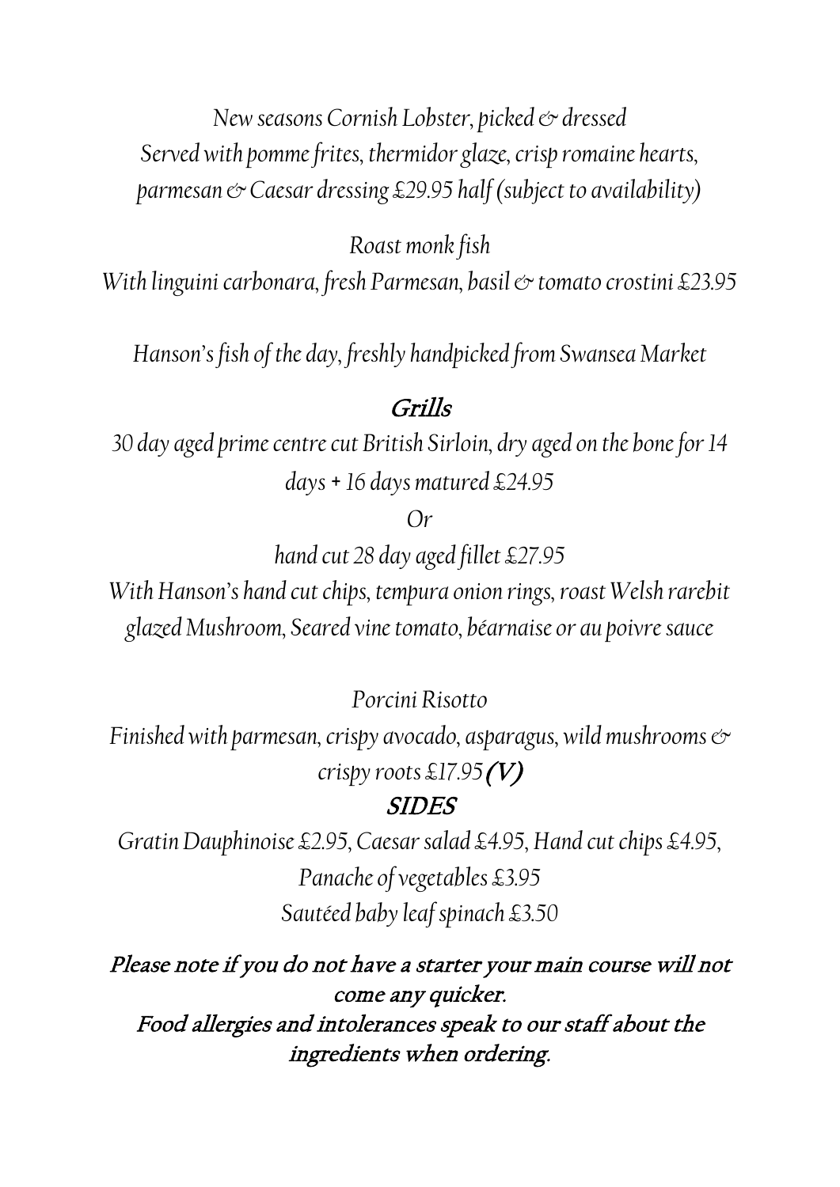*New seasons Cornish Lobster, picked & dressed*
*Served with pomme frites, thermidor glaze, crisp romaine hearts, parmesan & Caesar dressing £29.95 half (subject to availability)*

*Roast monk fish*
*With linguini carbonara, fresh Parmesan, basil & tomato crostini £23.95*

*Hanson's fish of the day, freshly handpicked from Swansea Market*

## Grills

*30 day aged prime centre cut British Sirloin, dry aged on the bone for 14 days + 16 days matured £24.95*

*Or*

*hand cut 28 day aged fillet £27.95*

*With Hanson's hand cut chips, tempura onion rings, roast Welsh rarebit glazed Mushroom, Seared vine tomato, béarnaise or au poivre sauce*

*Porcini Risotto*
*Finished with parmesan, crispy avocado, asparagus, wild mushrooms & crispy roots £17.95* **(V)**

## SIDES

*Gratin Dauphinoise £2.95, Caesar salad £4.95, Hand cut chips £4.95, Panache of vegetables £3.95*
*Sautéed baby leaf spinach £3.50*

**Please note if you do not have a starter your main course will not come any quicker.**
**Food allergies and intolerances speak to our staff about the ingredients when ordering.**